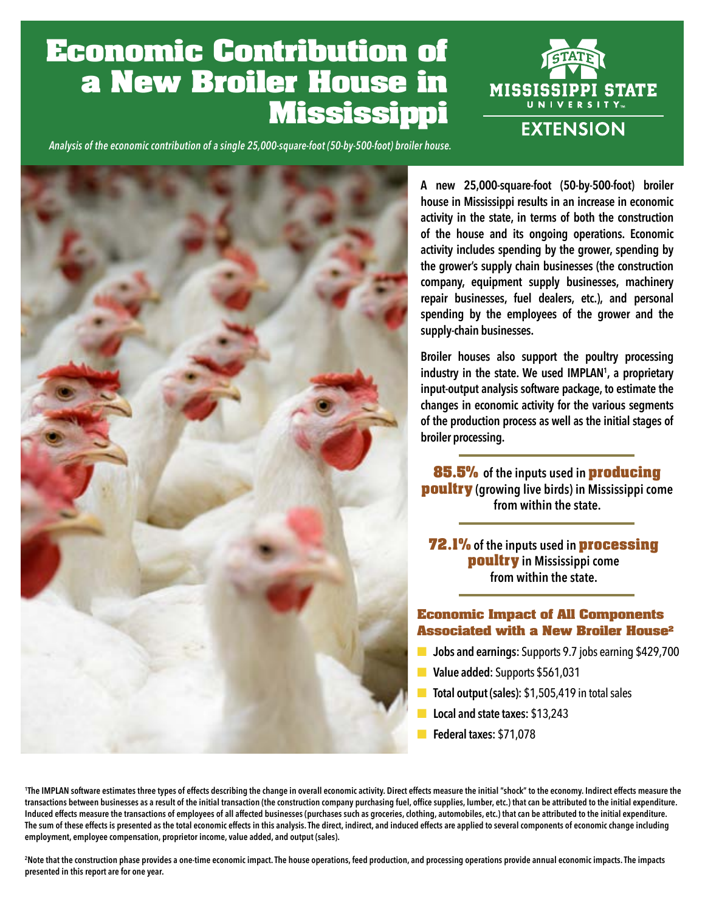# Economic Contribution of a New Broiler House in Mississippi

MISSISSIPPI STATE UNIVERSITY EXTENSION

*Analysis of the economic contribution of a single 25,000-square-foot (50-by-500-foot) broiler house.*

**A new 25,000-square-foot (50-by-500-foot) broiler house in Mississippi results in an increase in economic activity in the state, in terms of both the construction of the house and its ongoing operations. Economic activity includes spending by the grower, spending by the grower's supply chain businesses (the construction company, equipment supply businesses, machinery repair businesses, fuel dealers, etc.), and personal spending by the employees of the grower and the supply-chain businesses.**

**Broiler houses also support the poultry processing industry in the state. We used IMPLAN[1], a proprietary input-output analysis software package, to estimate the changes in economic activity for the various segments of the production process as well as the initial stages of broiler processing.**

**85.5% of the inputs used in producing poultry (growing live birds) in Mississippi come from within the state.**

**72.1% of the inputs used in processing poultry in Mississippi come from within the state.**

### Economic Impact of All Components Associated with a New Broiler House[2]

- **Jobs and earnings:** Supports 9.7 jobs earning $429,700
- **Value added:** Supports $561,031
- **Total output (sales):** $1,505,419 in total sales
- **Local and state taxes:** $13,243
- **Federal taxes:** $71,078

[1]The IMPLAN software estimates three types of effects describing the change in overall economic activity. Direct effects measure the initial "shock" to the economy. Indirect effects measure the transactions between businesses as a result of the initial transaction (the construction company purchasing fuel, office supplies, lumber, etc.) that can be attributed to the initial expenditure. Induced effects measure the transactions of employees of all affected businesses (purchases such as groceries, clothing, automobiles, etc.) that can be attributed to the initial expenditure. The sum of these effects is presented as the total economic effects in this analysis. The direct, indirect, and induced effects are applied to several components of economic change including employment, employee compensation, proprietor income, value added, and output (sales).

[2]Note that the construction phase provides a one-time economic impact. The house operations, feed production, and processing operations provide annual economic impacts. The impacts presented in this report are for one year.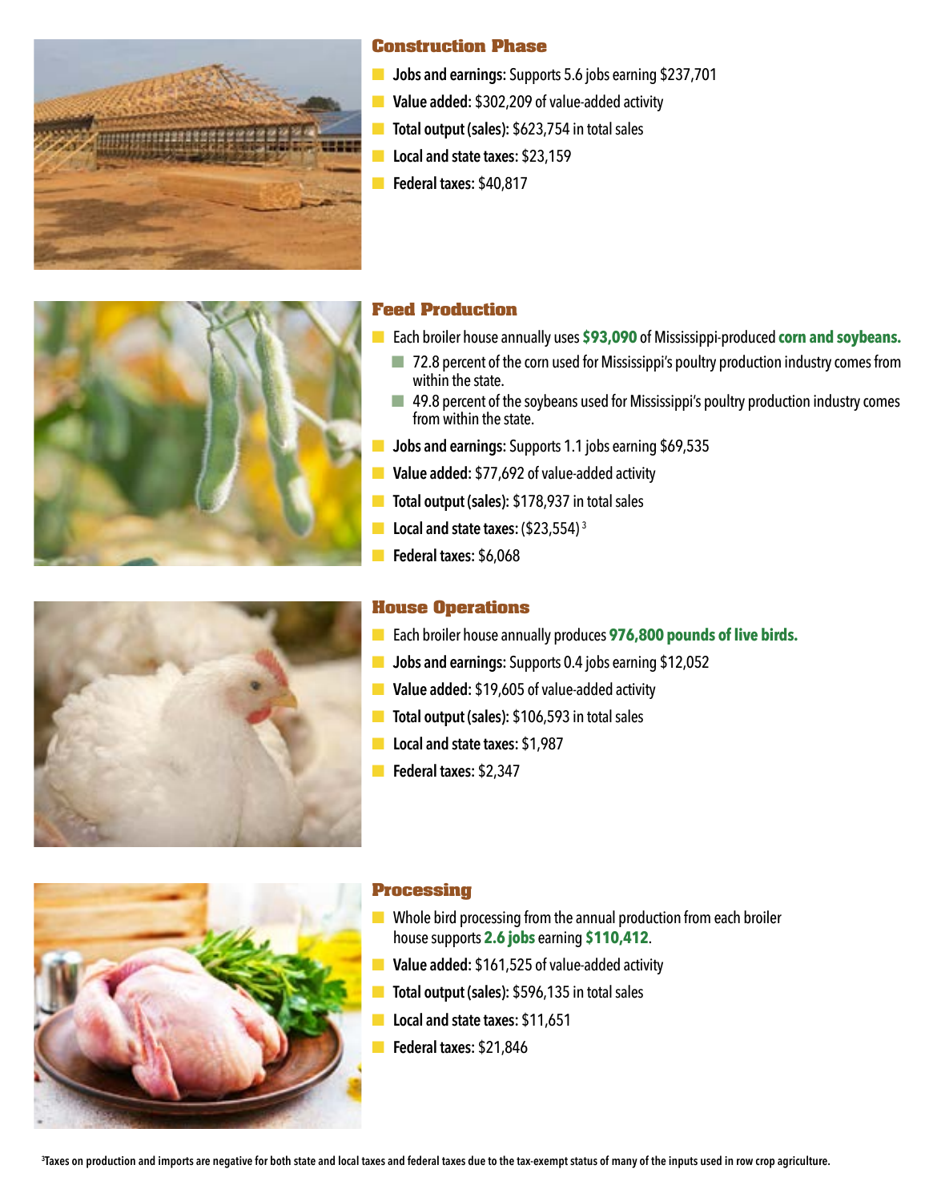## Construction Phase

- **Jobs and earnings:** Supports 5.6 jobs earning $237,701
- **Value added:** $302,209 of value-added activity
- **Total output (sales):** $623,754 in total sales
- **Local and state taxes:** $23,159
- **Federal taxes:** $40,817

## Feed Production

- Each broiler house annually uses **$93,090** of Mississippi-produced **corn and soybeans.**
  - 72.8 percent of the corn used for Mississippi's poultry production industry comes from within the state.
  - 49.8 percent of the soybeans used for Mississippi's poultry production industry comes from within the state.
- **Jobs and earnings:** Supports 1.1 jobs earning $69,535
- **Value added:** $77,692 of value-added activity
- **Total output (sales):** $178,937 in total sales
- **Local and state taxes:** ($23,554) [3]
- **Federal taxes:** $6,068

## House Operations

- Each broiler house annually produces **976,800 pounds of live birds.**
- **Jobs and earnings:** Supports 0.4 jobs earning $12,052
- **Value added:** $19,605 of value-added activity
- **Total output (sales):** $106,593 in total sales
- **Local and state taxes:** $1,987
- **Federal taxes:** $2,347

## Processing

- Whole bird processing from the annual production from each broiler house supports **2.6 jobs** earning **$110,412**.
- **Value added:** $161,525 of value-added activity
- **Total output (sales):** $596,135 in total sales
- **Local and state taxes:** $11,651
- **Federal taxes:** $21,846

[3] **Taxes on production and imports are negative for both state and local taxes and federal taxes due to the tax-exempt status of many of the inputs used in row crop agriculture.**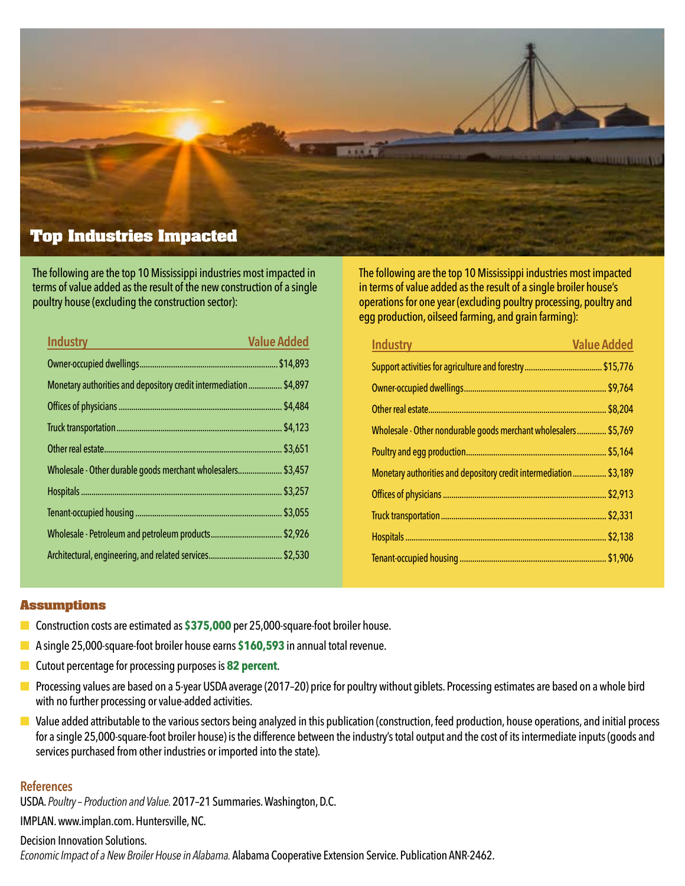## Top Industries Impacted

The following are the top 10 Mississippi industries most impacted in terms of value added as the result of the new construction of a single poultry house (excluding the construction sector):

| Industry | Value Added |
|---|---|
| Owner-occupied dwellings | $14,893 |
| Monetary authorities and depository credit intermediation | $4,897 |
| Offices of physicians | $4,484 |
| Truck transportation | $4,123 |
| Other real estate | $3,651 |
| Wholesale - Other durable goods merchant wholesalers | $3,457 |
| Hospitals | $3,257 |
| Tenant-occupied housing | $3,055 |
| Wholesale - Petroleum and petroleum products | $2,926 |
| Architectural, engineering, and related services | $2,530 |

The following are the top 10 Mississippi industries most impacted in terms of value added as the result of a single broiler house's operations for one year (excluding poultry processing, poultry and egg production, oilseed farming, and grain farming):

| Industry | Value Added |
|---|---|
| Support activities for agriculture and forestry | $15,776 |
| Owner-occupied dwellings | $9,764 |
| Other real estate | $8,204 |
| Wholesale - Other nondurable goods merchant wholesalers | $5,769 |
| Poultry and egg production | $5,164 |
| Monetary authorities and depository credit intermediation | $3,189 |
| Offices of physicians | $2,913 |
| Truck transportation | $2,331 |
| Hospitals | $2,138 |
| Tenant-occupied housing | $1,906 |

## Assumptions

- Construction costs are estimated as **$375,000** per 25,000-square-foot broiler house.
- A single 25,000-square-foot broiler house earns **$160,593** in annual total revenue.
- Cutout percentage for processing purposes is **82 percent**.
- Processing values are based on a 5-year USDA average (2017–20) price for poultry without giblets. Processing estimates are based on a whole bird with no further processing or value-added activities.
- Value added attributable to the various sectors being analyzed in this publication (construction, feed production, house operations, and initial process for a single 25,000-square-foot broiler house) is the difference between the industry's total output and the cost of its intermediate inputs (goods and services purchased from other industries or imported into the state).

### References

USDA. *Poultry – Production and Value.* 2017–21 Summaries. Washington, D.C.

IMPLAN. www.implan.com. Huntersville, NC.

Decision Innovation Solutions.

*Economic Impact of a New Broiler House in Alabama.* Alabama Cooperative Extension Service. Publication ANR-2462.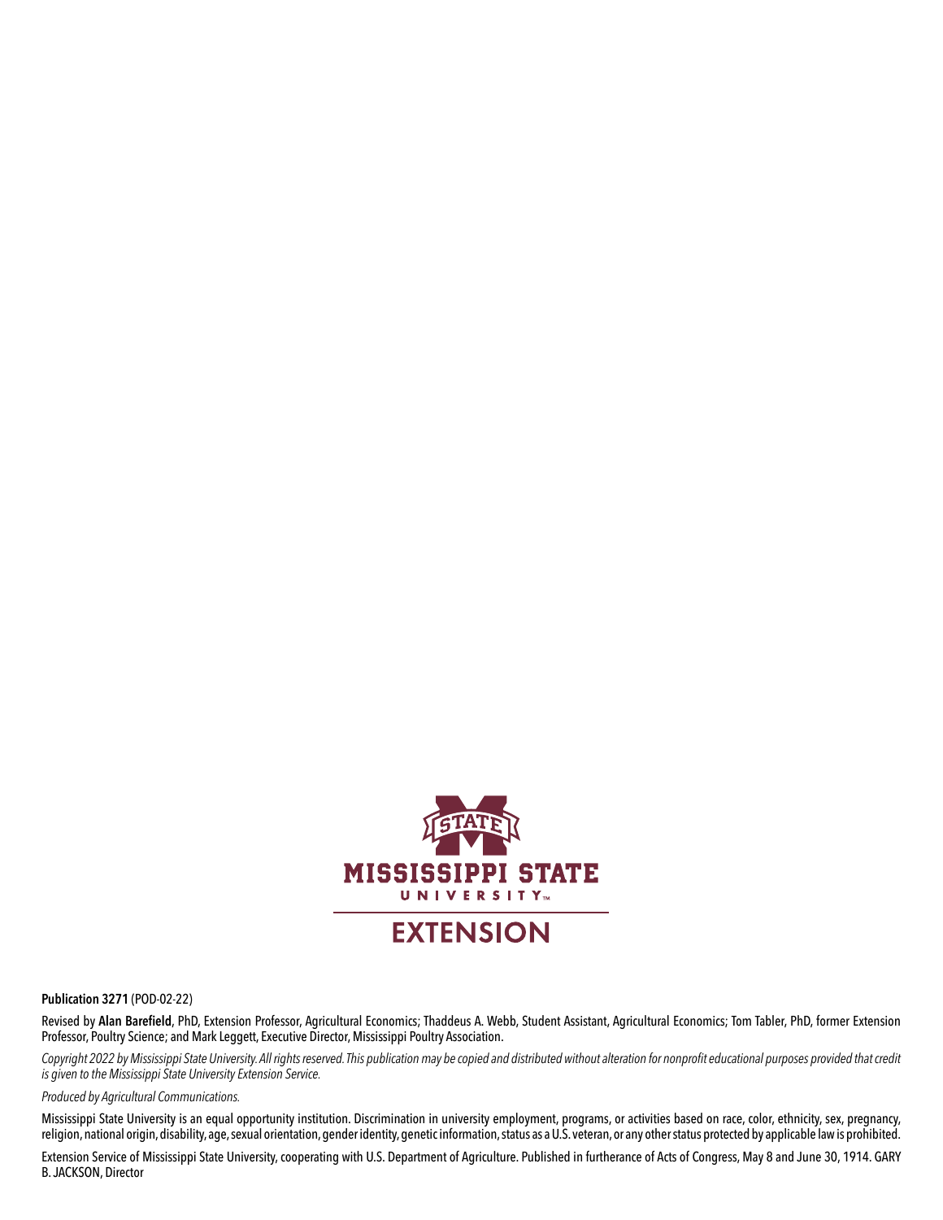**Publication 3271** (POD-02-22)

Revised by **Alan Barefield**, PhD, Extension Professor, Agricultural Economics; Thaddeus A. Webb, Student Assistant, Agricultural Economics; Tom Tabler, PhD, former Extension Professor, Poultry Science; and Mark Leggett, Executive Director, Mississippi Poultry Association.

*Copyright 2022 by Mississippi State University. All rights reserved. This publication may be copied and distributed without alteration for nonprofit educational purposes provided that credit is given to the Mississippi State University Extension Service.*

*Produced by Agricultural Communications.*

Mississippi State University is an equal opportunity institution. Discrimination in university employment, programs, or activities based on race, color, ethnicity, sex, pregnancy, religion, national origin, disability, age, sexual orientation, gender identity, genetic information, status as a U.S. veteran, or any other status protected by applicable law is prohibited.

Extension Service of Mississippi State University, cooperating with U.S. Department of Agriculture. Published in furtherance of Acts of Congress, May 8 and June 30, 1914. GARY B. JACKSON, Director